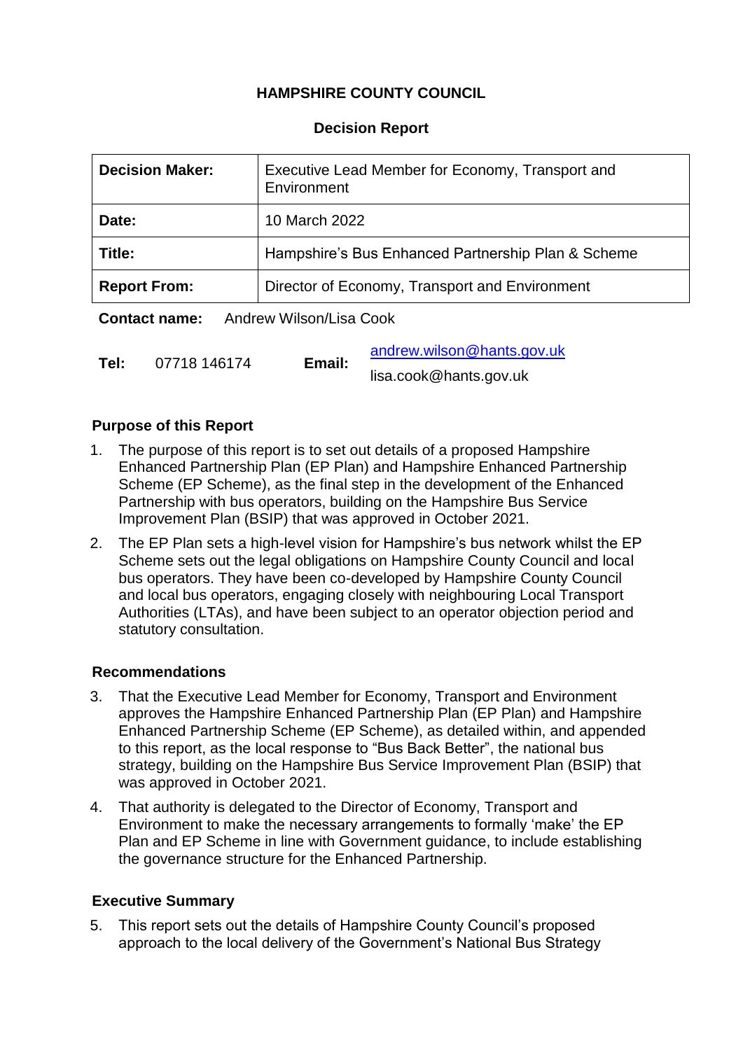# HAMPSHIRE COUNTY COUNCIL

## Decision Report

| **Decision Maker:** | Executive Lead Member for Economy, Transport and Environment |
|---|---|
| **Date:** | 10 March 2022 |
| **Title:** | Hampshire's Bus Enhanced Partnership Plan & Scheme |
| **Report From:** | Director of Economy, Transport and Environment |

**Contact name:** Andrew Wilson/Lisa Cook

| **Tel:** | 07718 146174 | **Email:** | andrew.wilson@hants.gov.uk<br>lisa.cook@hants.gov.uk |
|---|---|---|---|

### Purpose of this Report

1. The purpose of this report is to set out details of a proposed Hampshire Enhanced Partnership Plan (EP Plan) and Hampshire Enhanced Partnership Scheme (EP Scheme), as the final step in the development of the Enhanced Partnership with bus operators, building on the Hampshire Bus Service Improvement Plan (BSIP) that was approved in October 2021.
2. The EP Plan sets a high-level vision for Hampshire's bus network whilst the EP Scheme sets out the legal obligations on Hampshire County Council and local bus operators. They have been co-developed by Hampshire County Council and local bus operators, engaging closely with neighbouring Local Transport Authorities (LTAs), and have been subject to an operator objection period and statutory consultation.

### Recommendations

3. That the Executive Lead Member for Economy, Transport and Environment approves the Hampshire Enhanced Partnership Plan (EP Plan) and Hampshire Enhanced Partnership Scheme (EP Scheme), as detailed within, and appended to this report, as the local response to "Bus Back Better", the national bus strategy, building on the Hampshire Bus Service Improvement Plan (BSIP) that was approved in October 2021.
4. That authority is delegated to the Director of Economy, Transport and Environment to make the necessary arrangements to formally 'make' the EP Plan and EP Scheme in line with Government guidance, to include establishing the governance structure for the Enhanced Partnership.

### Executive Summary

5. This report sets out the details of Hampshire County Council's proposed approach to the local delivery of the Government's National Bus Strategy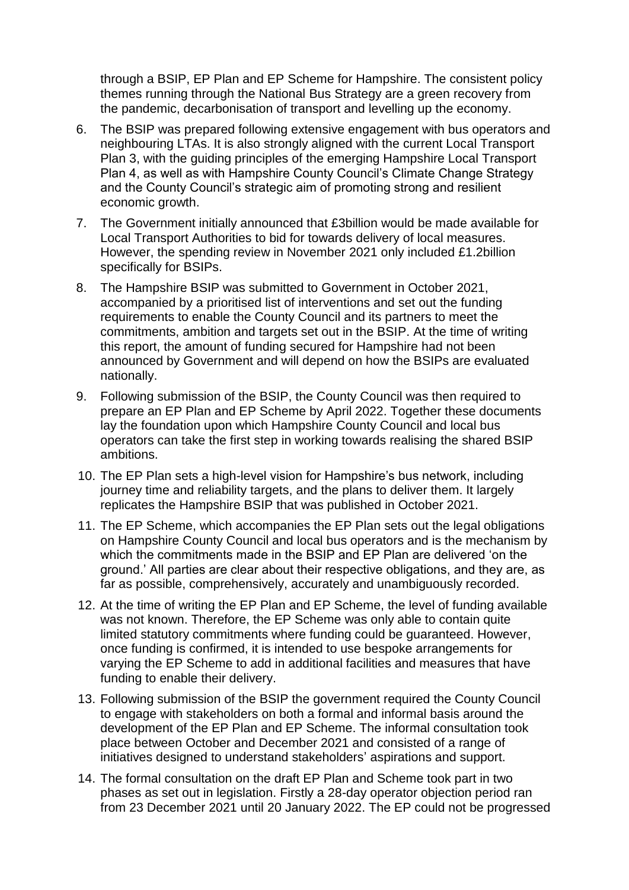through a BSIP, EP Plan and EP Scheme for Hampshire. The consistent policy themes running through the National Bus Strategy are a green recovery from the pandemic, decarbonisation of transport and levelling up the economy.

6. The BSIP was prepared following extensive engagement with bus operators and neighbouring LTAs. It is also strongly aligned with the current Local Transport Plan 3, with the guiding principles of the emerging Hampshire Local Transport Plan 4, as well as with Hampshire County Council's Climate Change Strategy and the County Council's strategic aim of promoting strong and resilient economic growth.

7. The Government initially announced that £3billion would be made available for Local Transport Authorities to bid for towards delivery of local measures. However, the spending review in November 2021 only included £1.2billion specifically for BSIPs.

8. The Hampshire BSIP was submitted to Government in October 2021, accompanied by a prioritised list of interventions and set out the funding requirements to enable the County Council and its partners to meet the commitments, ambition and targets set out in the BSIP. At the time of writing this report, the amount of funding secured for Hampshire had not been announced by Government and will depend on how the BSIPs are evaluated nationally.

9. Following submission of the BSIP, the County Council was then required to prepare an EP Plan and EP Scheme by April 2022. Together these documents lay the foundation upon which Hampshire County Council and local bus operators can take the first step in working towards realising the shared BSIP ambitions.

10. The EP Plan sets a high-level vision for Hampshire's bus network, including journey time and reliability targets, and the plans to deliver them. It largely replicates the Hampshire BSIP that was published in October 2021.

11. The EP Scheme, which accompanies the EP Plan sets out the legal obligations on Hampshire County Council and local bus operators and is the mechanism by which the commitments made in the BSIP and EP Plan are delivered 'on the ground.' All parties are clear about their respective obligations, and they are, as far as possible, comprehensively, accurately and unambiguously recorded.

12. At the time of writing the EP Plan and EP Scheme, the level of funding available was not known. Therefore, the EP Scheme was only able to contain quite limited statutory commitments where funding could be guaranteed. However, once funding is confirmed, it is intended to use bespoke arrangements for varying the EP Scheme to add in additional facilities and measures that have funding to enable their delivery.

13. Following submission of the BSIP the government required the County Council to engage with stakeholders on both a formal and informal basis around the development of the EP Plan and EP Scheme. The informal consultation took place between October and December 2021 and consisted of a range of initiatives designed to understand stakeholders' aspirations and support.

14. The formal consultation on the draft EP Plan and Scheme took part in two phases as set out in legislation. Firstly a 28-day operator objection period ran from 23 December 2021 until 20 January 2022. The EP could not be progressed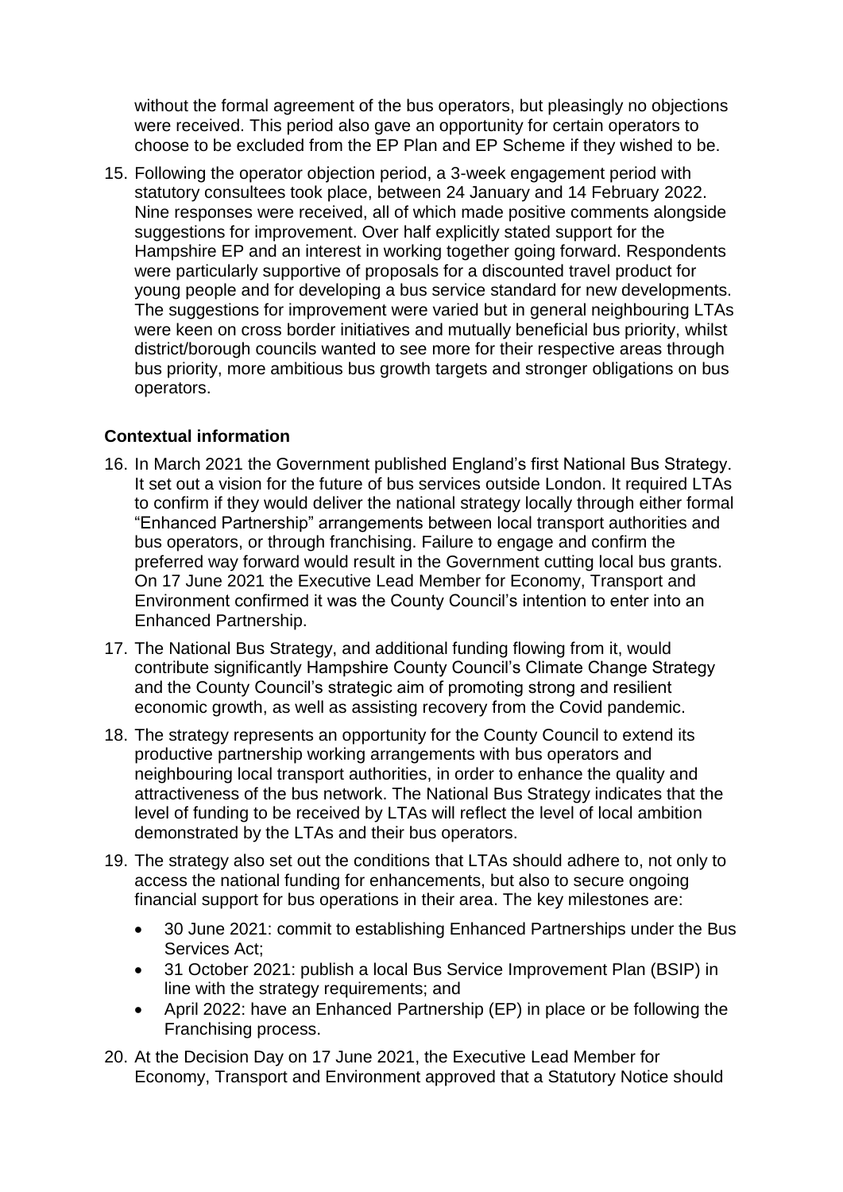without the formal agreement of the bus operators, but pleasingly no objections were received. This period also gave an opportunity for certain operators to choose to be excluded from the EP Plan and EP Scheme if they wished to be.

15. Following the operator objection period, a 3-week engagement period with statutory consultees took place, between 24 January and 14 February 2022. Nine responses were received, all of which made positive comments alongside suggestions for improvement. Over half explicitly stated support for the Hampshire EP and an interest in working together going forward. Respondents were particularly supportive of proposals for a discounted travel product for young people and for developing a bus service standard for new developments. The suggestions for improvement were varied but in general neighbouring LTAs were keen on cross border initiatives and mutually beneficial bus priority, whilst district/borough councils wanted to see more for their respective areas through bus priority, more ambitious bus growth targets and stronger obligations on bus operators.

## Contextual information

16. In March 2021 the Government published England's first National Bus Strategy. It set out a vision for the future of bus services outside London. It required LTAs to confirm if they would deliver the national strategy locally through either formal "Enhanced Partnership" arrangements between local transport authorities and bus operators, or through franchising. Failure to engage and confirm the preferred way forward would result in the Government cutting local bus grants. On 17 June 2021 the Executive Lead Member for Economy, Transport and Environment confirmed it was the County Council's intention to enter into an Enhanced Partnership.

17. The National Bus Strategy, and additional funding flowing from it, would contribute significantly Hampshire County Council's Climate Change Strategy and the County Council's strategic aim of promoting strong and resilient economic growth, as well as assisting recovery from the Covid pandemic.

18. The strategy represents an opportunity for the County Council to extend its productive partnership working arrangements with bus operators and neighbouring local transport authorities, in order to enhance the quality and attractiveness of the bus network. The National Bus Strategy indicates that the level of funding to be received by LTAs will reflect the level of local ambition demonstrated by the LTAs and their bus operators.

19. The strategy also set out the conditions that LTAs should adhere to, not only to access the national funding for enhancements, but also to secure ongoing financial support for bus operations in their area. The key milestones are:

    - 30 June 2021: commit to establishing Enhanced Partnerships under the Bus Services Act;
    - 31 October 2021: publish a local Bus Service Improvement Plan (BSIP) in line with the strategy requirements; and
    - April 2022: have an Enhanced Partnership (EP) in place or be following the Franchising process.

20. At the Decision Day on 17 June 2021, the Executive Lead Member for Economy, Transport and Environment approved that a Statutory Notice should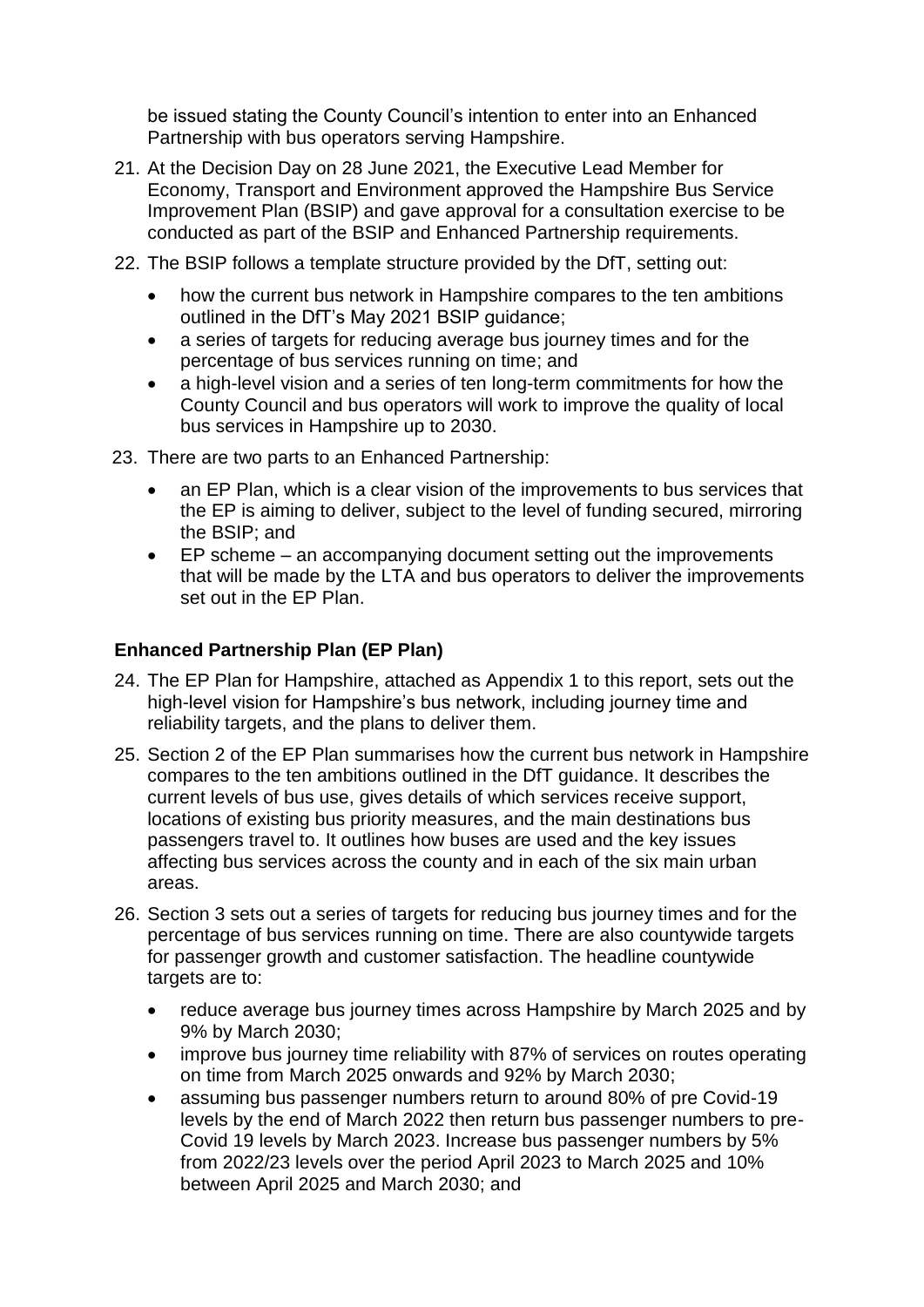be issued stating the County Council's intention to enter into an Enhanced Partnership with bus operators serving Hampshire.

21. At the Decision Day on 28 June 2021, the Executive Lead Member for Economy, Transport and Environment approved the Hampshire Bus Service Improvement Plan (BSIP) and gave approval for a consultation exercise to be conducted as part of the BSIP and Enhanced Partnership requirements.

22. The BSIP follows a template structure provided by the DfT, setting out:
    - how the current bus network in Hampshire compares to the ten ambitions outlined in the DfT's May 2021 BSIP guidance;
    - a series of targets for reducing average bus journey times and for the percentage of bus services running on time; and
    - a high-level vision and a series of ten long-term commitments for how the County Council and bus operators will work to improve the quality of local bus services in Hampshire up to 2030.

23. There are two parts to an Enhanced Partnership:
    - an EP Plan, which is a clear vision of the improvements to bus services that the EP is aiming to deliver, subject to the level of funding secured, mirroring the BSIP; and
    - EP scheme – an accompanying document setting out the improvements that will be made by the LTA and bus operators to deliver the improvements set out in the EP Plan.

### Enhanced Partnership Plan (EP Plan)

24. The EP Plan for Hampshire, attached as Appendix 1 to this report, sets out the high-level vision for Hampshire's bus network, including journey time and reliability targets, and the plans to deliver them.

25. Section 2 of the EP Plan summarises how the current bus network in Hampshire compares to the ten ambitions outlined in the DfT guidance. It describes the current levels of bus use, gives details of which services receive support, locations of existing bus priority measures, and the main destinations bus passengers travel to. It outlines how buses are used and the key issues affecting bus services across the county and in each of the six main urban areas.

26. Section 3 sets out a series of targets for reducing bus journey times and for the percentage of bus services running on time. There are also countywide targets for passenger growth and customer satisfaction. The headline countywide targets are to:
    - reduce average bus journey times across Hampshire by March 2025 and by 9% by March 2030;
    - improve bus journey time reliability with 87% of services on routes operating on time from March 2025 onwards and 92% by March 2030;
    - assuming bus passenger numbers return to around 80% of pre Covid-19 levels by the end of March 2022 then return bus passenger numbers to pre-Covid 19 levels by March 2023. Increase bus passenger numbers by 5% from 2022/23 levels over the period April 2023 to March 2025 and 10% between April 2025 and March 2030; and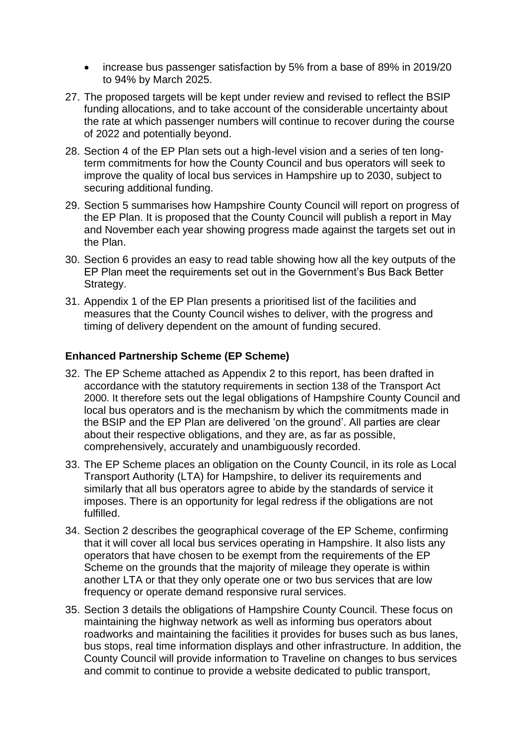- increase bus passenger satisfaction by 5% from a base of 89% in 2019/20 to 94% by March 2025.

27. The proposed targets will be kept under review and revised to reflect the BSIP funding allocations, and to take account of the considerable uncertainty about the rate at which passenger numbers will continue to recover during the course of 2022 and potentially beyond.

28. Section 4 of the EP Plan sets out a high-level vision and a series of ten long-term commitments for how the County Council and bus operators will seek to improve the quality of local bus services in Hampshire up to 2030, subject to securing additional funding.

29. Section 5 summarises how Hampshire County Council will report on progress of the EP Plan. It is proposed that the County Council will publish a report in May and November each year showing progress made against the targets set out in the Plan.

30. Section 6 provides an easy to read table showing how all the key outputs of the EP Plan meet the requirements set out in the Government's Bus Back Better Strategy.

31. Appendix 1 of the EP Plan presents a prioritised list of the facilities and measures that the County Council wishes to deliver, with the progress and timing of delivery dependent on the amount of funding secured.

**Enhanced Partnership Scheme (EP Scheme)**

32. The EP Scheme attached as Appendix 2 to this report, has been drafted in accordance with the statutory requirements in section 138 of the Transport Act 2000. It therefore sets out the legal obligations of Hampshire County Council and local bus operators and is the mechanism by which the commitments made in the BSIP and the EP Plan are delivered 'on the ground'. All parties are clear about their respective obligations, and they are, as far as possible, comprehensively, accurately and unambiguously recorded.

33. The EP Scheme places an obligation on the County Council, in its role as Local Transport Authority (LTA) for Hampshire, to deliver its requirements and similarly that all bus operators agree to abide by the standards of service it imposes. There is an opportunity for legal redress if the obligations are not fulfilled.

34. Section 2 describes the geographical coverage of the EP Scheme, confirming that it will cover all local bus services operating in Hampshire. It also lists any operators that have chosen to be exempt from the requirements of the EP Scheme on the grounds that the majority of mileage they operate is within another LTA or that they only operate one or two bus services that are low frequency or operate demand responsive rural services.

35. Section 3 details the obligations of Hampshire County Council. These focus on maintaining the highway network as well as informing bus operators about roadworks and maintaining the facilities it provides for buses such as bus lanes, bus stops, real time information displays and other infrastructure. In addition, the County Council will provide information to Traveline on changes to bus services and commit to continue to provide a website dedicated to public transport,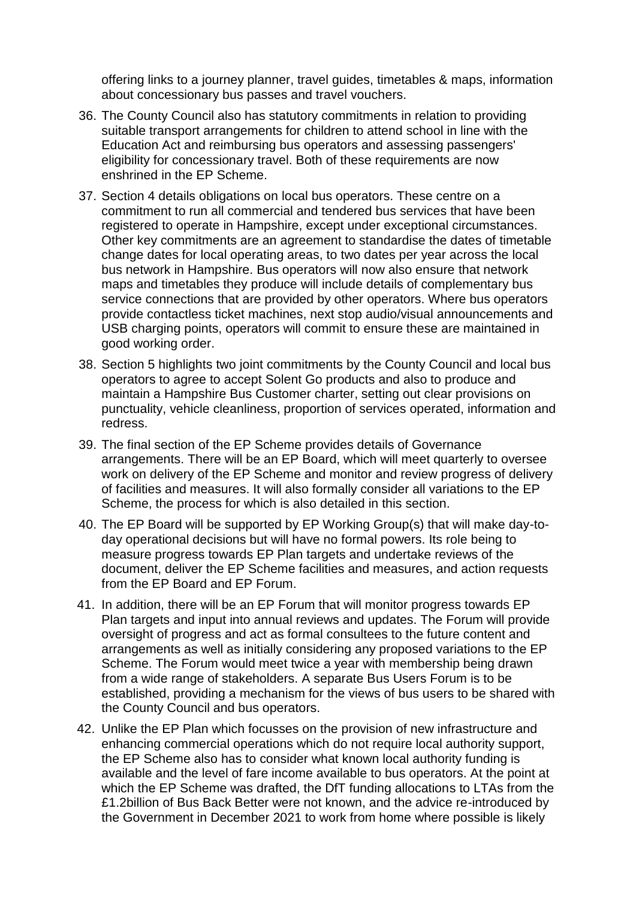offering links to a journey planner, travel guides, timetables & maps, information about concessionary bus passes and travel vouchers.

36. The County Council also has statutory commitments in relation to providing suitable transport arrangements for children to attend school in line with the Education Act and reimbursing bus operators and assessing passengers' eligibility for concessionary travel. Both of these requirements are now enshrined in the EP Scheme.

37. Section 4 details obligations on local bus operators. These centre on a commitment to run all commercial and tendered bus services that have been registered to operate in Hampshire, except under exceptional circumstances. Other key commitments are an agreement to standardise the dates of timetable change dates for local operating areas, to two dates per year across the local bus network in Hampshire. Bus operators will now also ensure that network maps and timetables they produce will include details of complementary bus service connections that are provided by other operators. Where bus operators provide contactless ticket machines, next stop audio/visual announcements and USB charging points, operators will commit to ensure these are maintained in good working order.

38. Section 5 highlights two joint commitments by the County Council and local bus operators to agree to accept Solent Go products and also to produce and maintain a Hampshire Bus Customer charter, setting out clear provisions on punctuality, vehicle cleanliness, proportion of services operated, information and redress.

39. The final section of the EP Scheme provides details of Governance arrangements. There will be an EP Board, which will meet quarterly to oversee work on delivery of the EP Scheme and monitor and review progress of delivery of facilities and measures. It will also formally consider all variations to the EP Scheme, the process for which is also detailed in this section.

40. The EP Board will be supported by EP Working Group(s) that will make day-to-day operational decisions but will have no formal powers. Its role being to measure progress towards EP Plan targets and undertake reviews of the document, deliver the EP Scheme facilities and measures, and action requests from the EP Board and EP Forum.

41. In addition, there will be an EP Forum that will monitor progress towards EP Plan targets and input into annual reviews and updates. The Forum will provide oversight of progress and act as formal consultees to the future content and arrangements as well as initially considering any proposed variations to the EP Scheme. The Forum would meet twice a year with membership being drawn from a wide range of stakeholders. A separate Bus Users Forum is to be established, providing a mechanism for the views of bus users to be shared with the County Council and bus operators.

42. Unlike the EP Plan which focusses on the provision of new infrastructure and enhancing commercial operations which do not require local authority support, the EP Scheme also has to consider what known local authority funding is available and the level of fare income available to bus operators. At the point at which the EP Scheme was drafted, the DfT funding allocations to LTAs from the £1.2billion of Bus Back Better were not known, and the advice re-introduced by the Government in December 2021 to work from home where possible is likely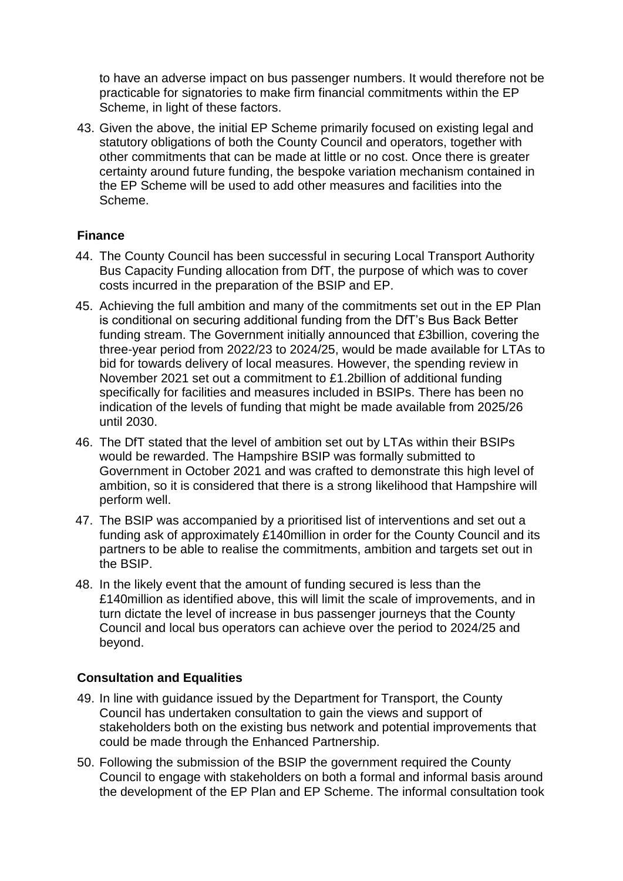to have an adverse impact on bus passenger numbers. It would therefore not be practicable for signatories to make firm financial commitments within the EP Scheme, in light of these factors.

43. Given the above, the initial EP Scheme primarily focused on existing legal and statutory obligations of both the County Council and operators, together with other commitments that can be made at little or no cost. Once there is greater certainty around future funding, the bespoke variation mechanism contained in the EP Scheme will be used to add other measures and facilities into the Scheme.

**Finance**

44. The County Council has been successful in securing Local Transport Authority Bus Capacity Funding allocation from DfT, the purpose of which was to cover costs incurred in the preparation of the BSIP and EP.

45. Achieving the full ambition and many of the commitments set out in the EP Plan is conditional on securing additional funding from the DfT's Bus Back Better funding stream. The Government initially announced that £3billion, covering the three-year period from 2022/23 to 2024/25, would be made available for LTAs to bid for towards delivery of local measures. However, the spending review in November 2021 set out a commitment to £1.2billion of additional funding specifically for facilities and measures included in BSIPs. There has been no indication of the levels of funding that might be made available from 2025/26 until 2030.

46. The DfT stated that the level of ambition set out by LTAs within their BSIPs would be rewarded. The Hampshire BSIP was formally submitted to Government in October 2021 and was crafted to demonstrate this high level of ambition, so it is considered that there is a strong likelihood that Hampshire will perform well.

47. The BSIP was accompanied by a prioritised list of interventions and set out a funding ask of approximately £140million in order for the County Council and its partners to be able to realise the commitments, ambition and targets set out in the BSIP.

48. In the likely event that the amount of funding secured is less than the £140million as identified above, this will limit the scale of improvements, and in turn dictate the level of increase in bus passenger journeys that the County Council and local bus operators can achieve over the period to 2024/25 and beyond.

**Consultation and Equalities**

49. In line with guidance issued by the Department for Transport, the County Council has undertaken consultation to gain the views and support of stakeholders both on the existing bus network and potential improvements that could be made through the Enhanced Partnership.

50. Following the submission of the BSIP the government required the County Council to engage with stakeholders on both a formal and informal basis around the development of the EP Plan and EP Scheme. The informal consultation took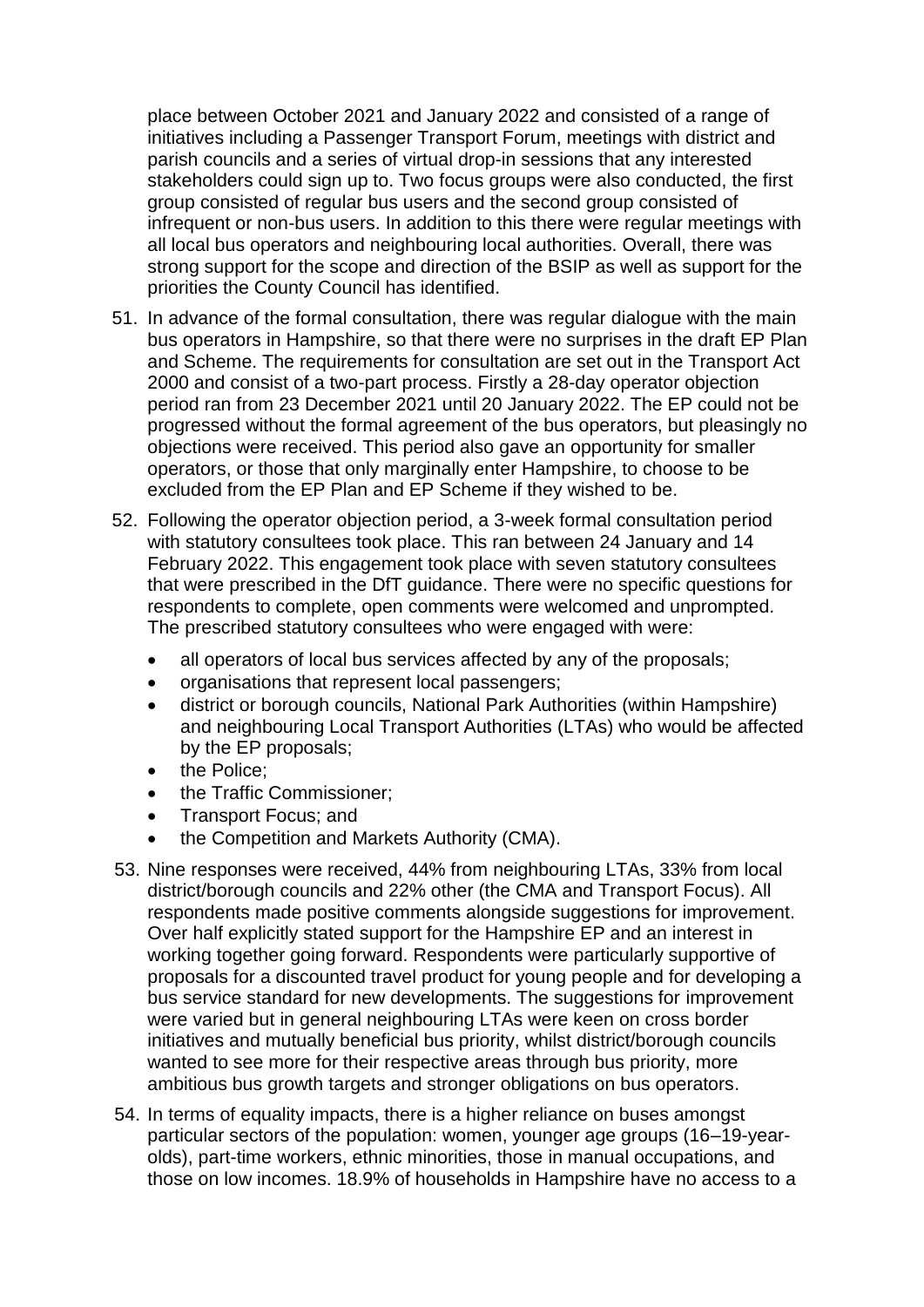place between October 2021 and January 2022 and consisted of a range of initiatives including a Passenger Transport Forum, meetings with district and parish councils and a series of virtual drop-in sessions that any interested stakeholders could sign up to. Two focus groups were also conducted, the first group consisted of regular bus users and the second group consisted of infrequent or non-bus users. In addition to this there were regular meetings with all local bus operators and neighbouring local authorities. Overall, there was strong support for the scope and direction of the BSIP as well as support for the priorities the County Council has identified.

51. In advance of the formal consultation, there was regular dialogue with the main bus operators in Hampshire, so that there were no surprises in the draft EP Plan and Scheme. The requirements for consultation are set out in the Transport Act 2000 and consist of a two-part process. Firstly a 28-day operator objection period ran from 23 December 2021 until 20 January 2022. The EP could not be progressed without the formal agreement of the bus operators, but pleasingly no objections were received. This period also gave an opportunity for smaller operators, or those that only marginally enter Hampshire, to choose to be excluded from the EP Plan and EP Scheme if they wished to be.

52. Following the operator objection period, a 3-week formal consultation period with statutory consultees took place. This ran between 24 January and 14 February 2022. This engagement took place with seven statutory consultees that were prescribed in the DfT guidance. There were no specific questions for respondents to complete, open comments were welcomed and unprompted. The prescribed statutory consultees who were engaged with were:
    - all operators of local bus services affected by any of the proposals;
    - organisations that represent local passengers;
    - district or borough councils, National Park Authorities (within Hampshire) and neighbouring Local Transport Authorities (LTAs) who would be affected by the EP proposals;
    - the Police;
    - the Traffic Commissioner;
    - Transport Focus; and
    - the Competition and Markets Authority (CMA).

53. Nine responses were received, 44% from neighbouring LTAs, 33% from local district/borough councils and 22% other (the CMA and Transport Focus). All respondents made positive comments alongside suggestions for improvement. Over half explicitly stated support for the Hampshire EP and an interest in working together going forward. Respondents were particularly supportive of proposals for a discounted travel product for young people and for developing a bus service standard for new developments. The suggestions for improvement were varied but in general neighbouring LTAs were keen on cross border initiatives and mutually beneficial bus priority, whilst district/borough councils wanted to see more for their respective areas through bus priority, more ambitious bus growth targets and stronger obligations on bus operators.

54. In terms of equality impacts, there is a higher reliance on buses amongst particular sectors of the population: women, younger age groups (16–19-year-olds), part-time workers, ethnic minorities, those in manual occupations, and those on low incomes. 18.9% of households in Hampshire have no access to a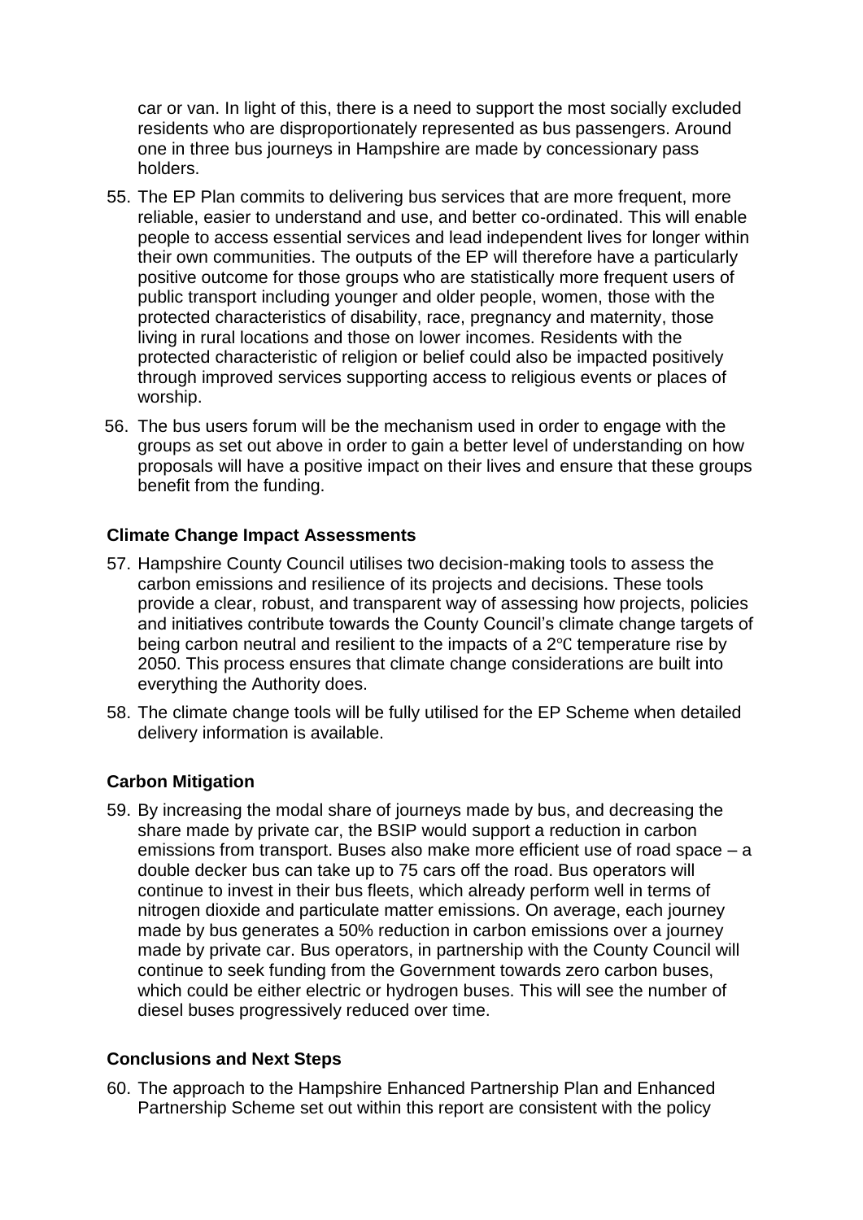car or van. In light of this, there is a need to support the most socially excluded residents who are disproportionately represented as bus passengers. Around one in three bus journeys in Hampshire are made by concessionary pass holders.

55. The EP Plan commits to delivering bus services that are more frequent, more reliable, easier to understand and use, and better co-ordinated. This will enable people to access essential services and lead independent lives for longer within their own communities. The outputs of the EP will therefore have a particularly positive outcome for those groups who are statistically more frequent users of public transport including younger and older people, women, those with the protected characteristics of disability, race, pregnancy and maternity, those living in rural locations and those on lower incomes. Residents with the protected characteristic of religion or belief could also be impacted positively through improved services supporting access to religious events or places of worship.

56. The bus users forum will be the mechanism used in order to engage with the groups as set out above in order to gain a better level of understanding on how proposals will have a positive impact on their lives and ensure that these groups benefit from the funding.

## Climate Change Impact Assessments

57. Hampshire County Council utilises two decision-making tools to assess the carbon emissions and resilience of its projects and decisions. These tools provide a clear, robust, and transparent way of assessing how projects, policies and initiatives contribute towards the County Council's climate change targets of being carbon neutral and resilient to the impacts of a 2℃ temperature rise by 2050. This process ensures that climate change considerations are built into everything the Authority does.

58. The climate change tools will be fully utilised for the EP Scheme when detailed delivery information is available.

## Carbon Mitigation

59. By increasing the modal share of journeys made by bus, and decreasing the share made by private car, the BSIP would support a reduction in carbon emissions from transport. Buses also make more efficient use of road space – a double decker bus can take up to 75 cars off the road. Bus operators will continue to invest in their bus fleets, which already perform well in terms of nitrogen dioxide and particulate matter emissions. On average, each journey made by bus generates a 50% reduction in carbon emissions over a journey made by private car. Bus operators, in partnership with the County Council will continue to seek funding from the Government towards zero carbon buses, which could be either electric or hydrogen buses. This will see the number of diesel buses progressively reduced over time.

## Conclusions and Next Steps

60. The approach to the Hampshire Enhanced Partnership Plan and Enhanced Partnership Scheme set out within this report are consistent with the policy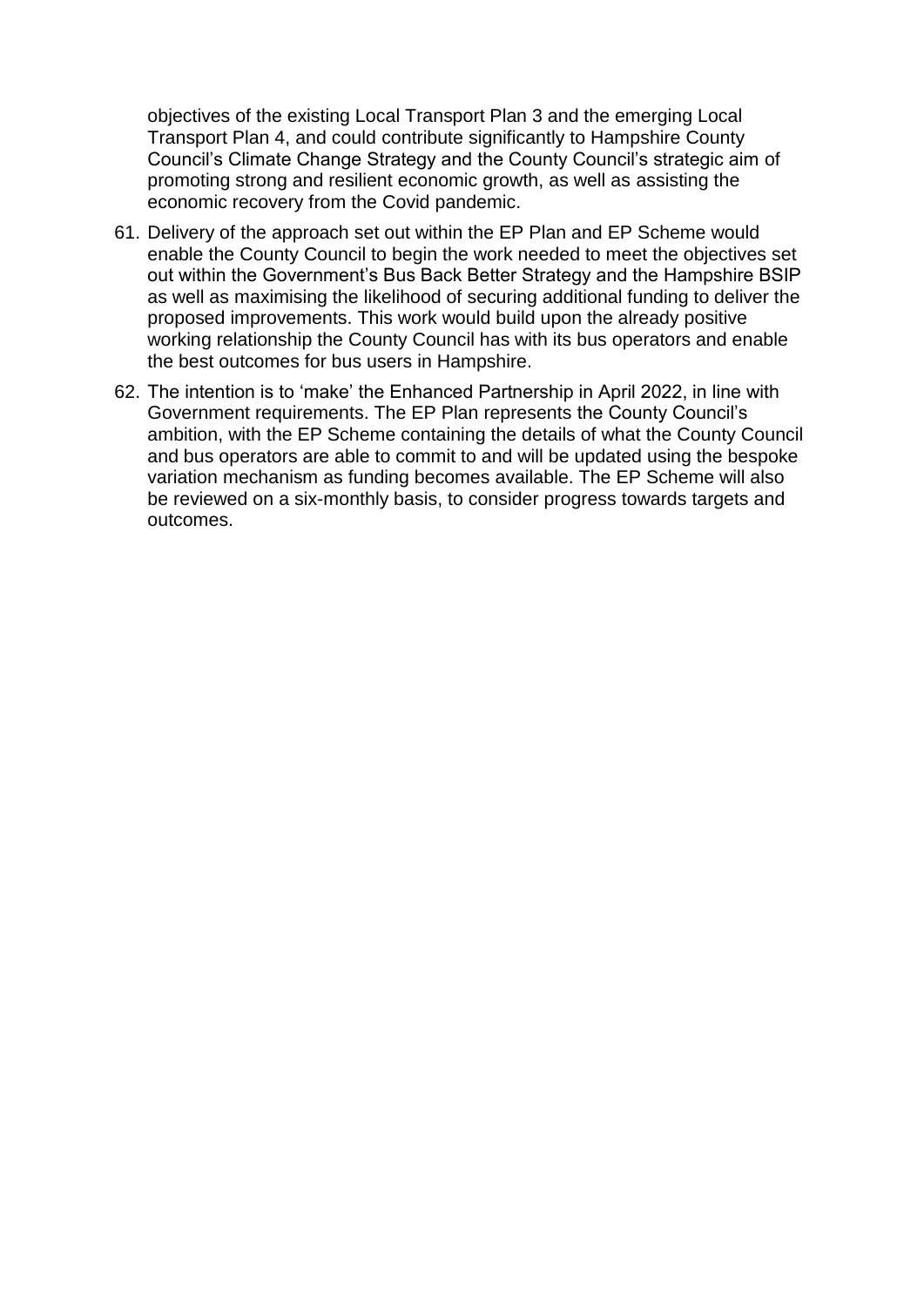objectives of the existing Local Transport Plan 3 and the emerging Local Transport Plan 4, and could contribute significantly to Hampshire County Council's Climate Change Strategy and the County Council's strategic aim of promoting strong and resilient economic growth, as well as assisting the economic recovery from the Covid pandemic.

61. Delivery of the approach set out within the EP Plan and EP Scheme would enable the County Council to begin the work needed to meet the objectives set out within the Government's Bus Back Better Strategy and the Hampshire BSIP as well as maximising the likelihood of securing additional funding to deliver the proposed improvements. This work would build upon the already positive working relationship the County Council has with its bus operators and enable the best outcomes for bus users in Hampshire.

62. The intention is to 'make' the Enhanced Partnership in April 2022, in line with Government requirements. The EP Plan represents the County Council's ambition, with the EP Scheme containing the details of what the County Council and bus operators are able to commit to and will be updated using the bespoke variation mechanism as funding becomes available. The EP Scheme will also be reviewed on a six-monthly basis, to consider progress towards targets and outcomes.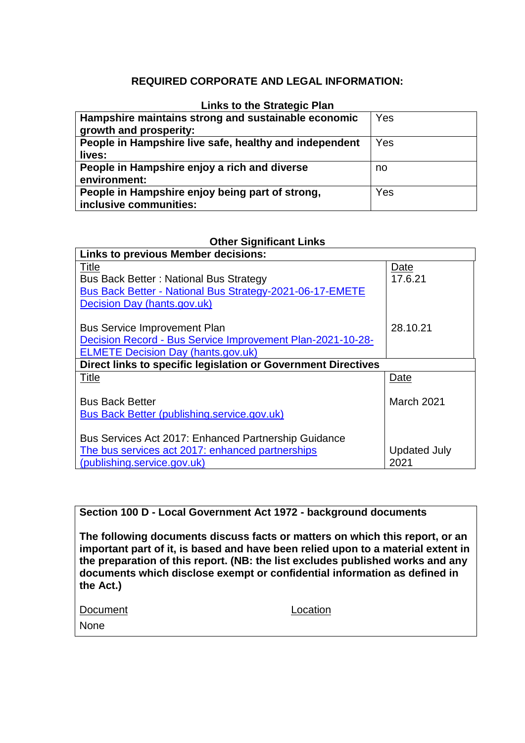## REQUIRED CORPORATE AND LEGAL INFORMATION:

**Links to the Strategic Plan**

| | |
|---|---|
| **Hampshire maintains strong and sustainable economic growth and prosperity:** | Yes |
| **People in Hampshire live safe, healthy and independent lives:** | Yes |
| **People in Hampshire enjoy a rich and diverse environment:** | no |
| **People in Hampshire enjoy being part of strong, inclusive communities:** | Yes |

**Other Significant Links**

| **Links to previous Member decisions:** | |
|---|---|
| Title | Date |
| Bus Back Better : National Bus Strategy<br>Bus Back Better - National Bus Strategy-2021-06-17-EMETE Decision Day (hants.gov.uk) | 17.6.21 |
| Bus Service Improvement Plan<br>Decision Record - Bus Service Improvement Plan-2021-10-28-ELMETE Decision Day (hants.gov.uk) | 28.10.21 |
| **Direct links to specific legislation or Government Directives** | |
| Title | Date |
| Bus Back Better<br>Bus Back Better (publishing.service.gov.uk) | March 2021 |
| Bus Services Act 2017: Enhanced Partnership Guidance<br>The bus services act 2017: enhanced partnerships (publishing.service.gov.uk) | Updated July 2021 |

**Section 100 D - Local Government Act 1972 - background documents**

**The following documents discuss facts or matters on which this report, or an important part of it, is based and have been relied upon to a material extent in the preparation of this report. (NB: the list excludes published works and any documents which disclose exempt or confidential information as defined in the Act.)**

| Document | Location |
|---|---|
| None | |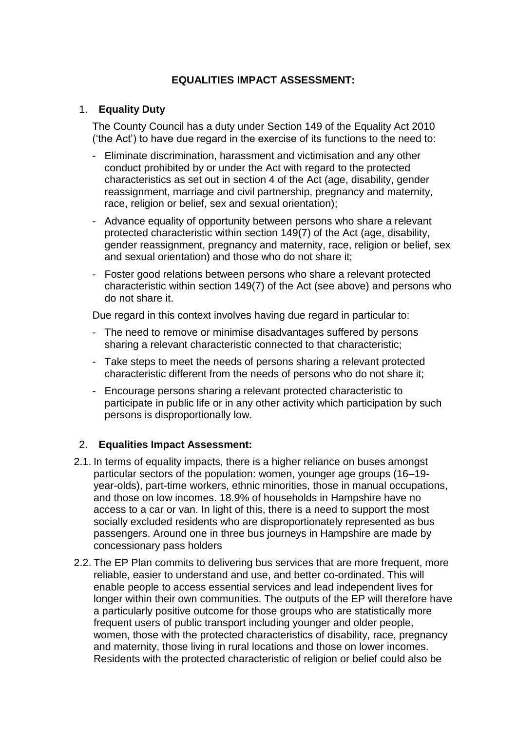**EQUALITIES IMPACT ASSESSMENT:**

1. **Equality Duty**

The County Council has a duty under Section 149 of the Equality Act 2010 ('the Act') to have due regard in the exercise of its functions to the need to:

- Eliminate discrimination, harassment and victimisation and any other conduct prohibited by or under the Act with regard to the protected characteristics as set out in section 4 of the Act (age, disability, gender reassignment, marriage and civil partnership, pregnancy and maternity, race, religion or belief, sex and sexual orientation);
- Advance equality of opportunity between persons who share a relevant protected characteristic within section 149(7) of the Act (age, disability, gender reassignment, pregnancy and maternity, race, religion or belief, sex and sexual orientation) and those who do not share it;
- Foster good relations between persons who share a relevant protected characteristic within section 149(7) of the Act (see above) and persons who do not share it.

Due regard in this context involves having due regard in particular to:

- The need to remove or minimise disadvantages suffered by persons sharing a relevant characteristic connected to that characteristic;
- Take steps to meet the needs of persons sharing a relevant protected characteristic different from the needs of persons who do not share it;
- Encourage persons sharing a relevant protected characteristic to participate in public life or in any other activity which participation by such persons is disproportionally low.

2. **Equalities Impact Assessment:**

2.1. In terms of equality impacts, there is a higher reliance on buses amongst particular sectors of the population: women, younger age groups (16–19-year-olds), part-time workers, ethnic minorities, those in manual occupations, and those on low incomes. 18.9% of households in Hampshire have no access to a car or van. In light of this, there is a need to support the most socially excluded residents who are disproportionately represented as bus passengers. Around one in three bus journeys in Hampshire are made by concessionary pass holders

2.2. The EP Plan commits to delivering bus services that are more frequent, more reliable, easier to understand and use, and better co-ordinated. This will enable people to access essential services and lead independent lives for longer within their own communities. The outputs of the EP will therefore have a particularly positive outcome for those groups who are statistically more frequent users of public transport including younger and older people, women, those with the protected characteristics of disability, race, pregnancy and maternity, those living in rural locations and those on lower incomes. Residents with the protected characteristic of religion or belief could also be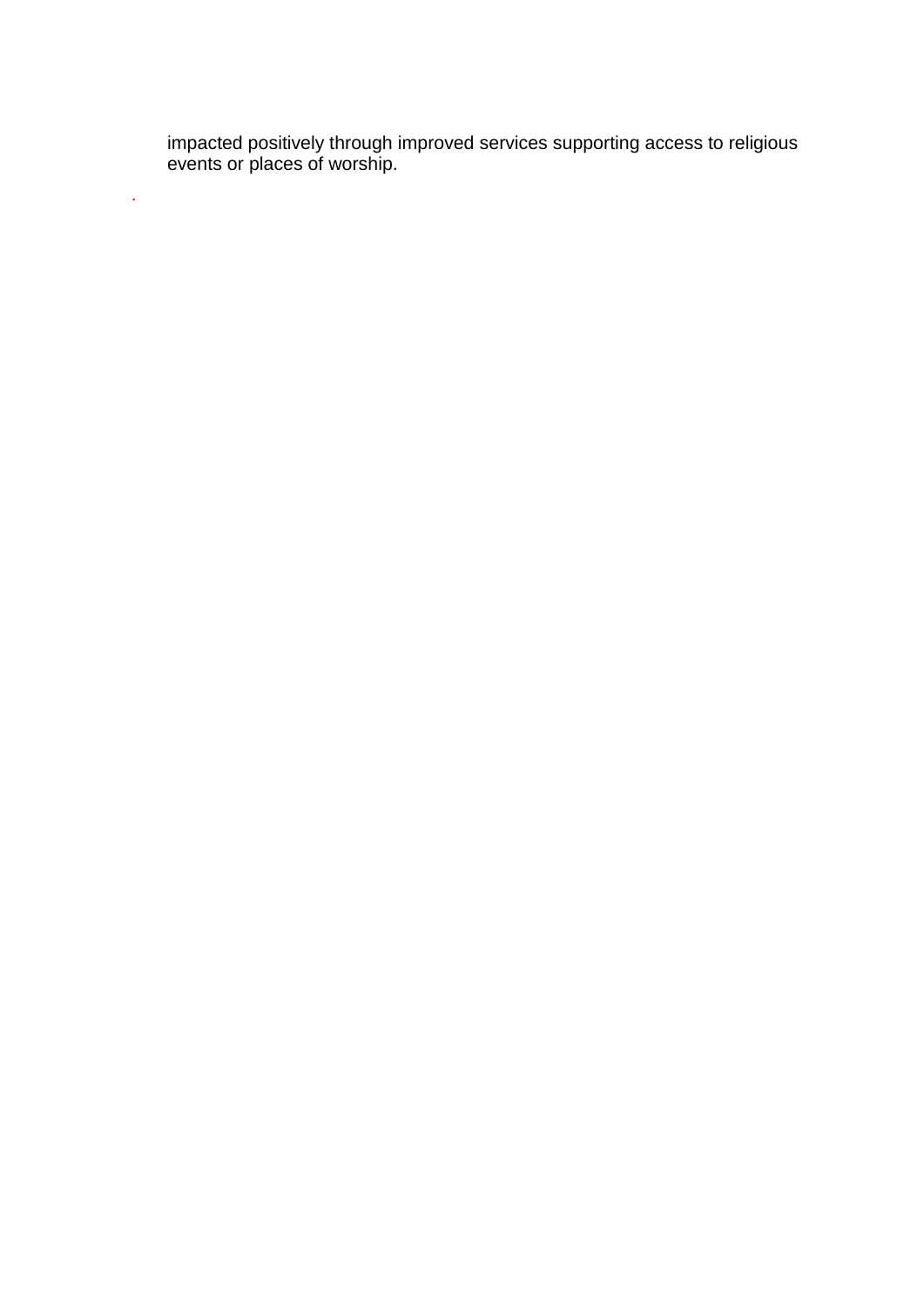impacted positively through improved services supporting access to religious events or places of worship.